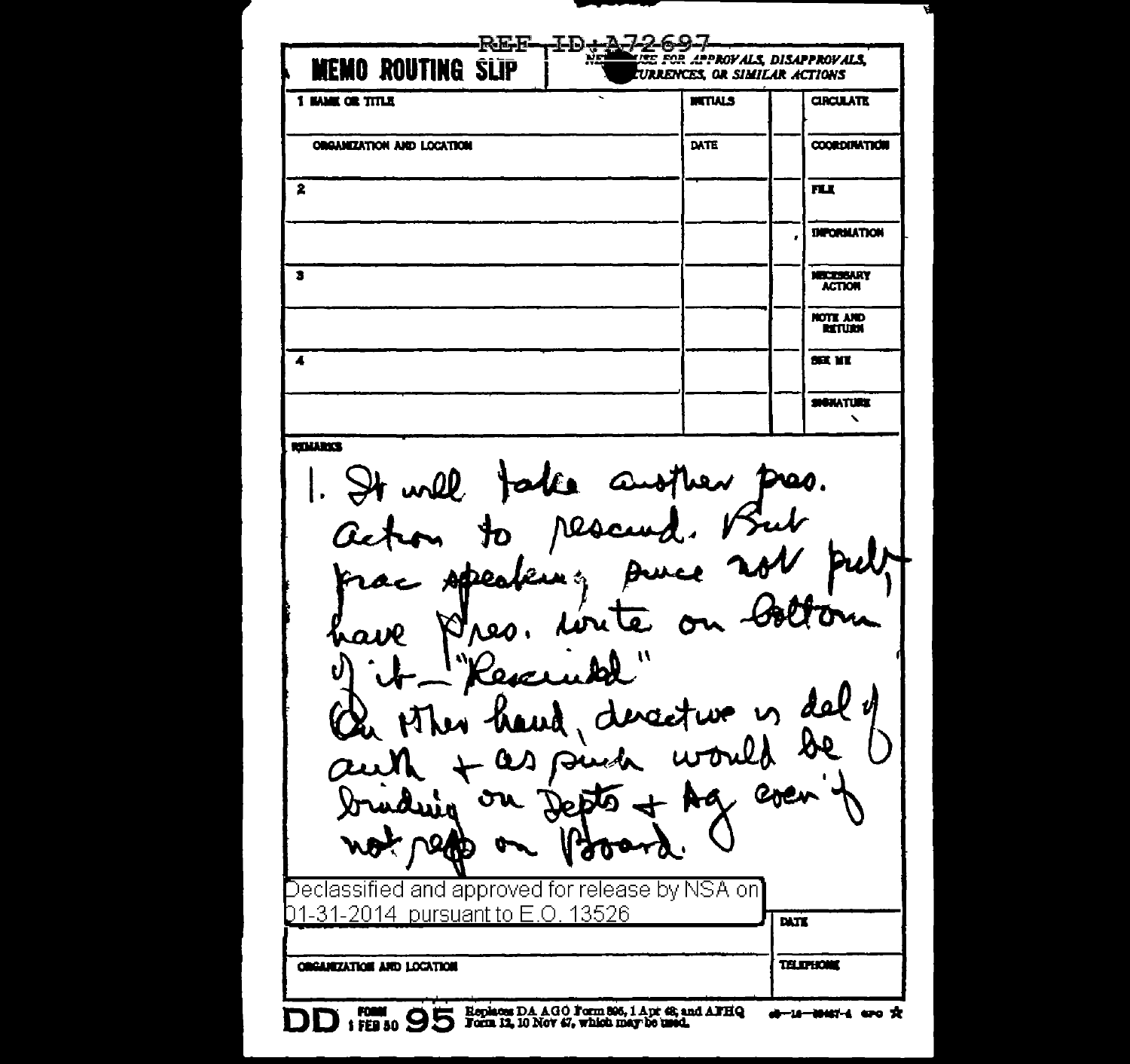REF ID:A72697

**MEMO ROUTING SLIP**

NEVER USE FOR APPROVALS, DISAPPROVALS, CONCURRENCES, OR SIMILAR ACTIONS

| 1 NAME OR TITLE | INITIALS | | CIRCULATE |
|---|---|---|---|
| ORGANIZATION AND LOCATION | DATE | | COORDINATION |
| 2 | | | FILE |
| | | | INFORMATION |
| 3 | | | NECESSARY ACTION |
| | | | NOTE AND RETURN |
| 4 | | | SEE ME |
| | | | SIGNATURE |

REMARKS

1. It will take another Pres. action to rescind. But prac speaking, since not pub, have Pres. write on bottom of it "Rescinded"
On other hand, directive is del of auth + as such would be binding on Depts + Ag even if not rep on Board.

Declassified and approved for release by NSA on 01-31-2014 pursuant to E.O. 13526

| | DATE |
|---|---|
| ORGANIZATION AND LOCATION | TELEPHONE |

DD FORM 1 FEB 50 95 Replaces DA AGO Form 895, 1 Apr 48, and AFHQ Form 12, 10 Nov 47, which may be used.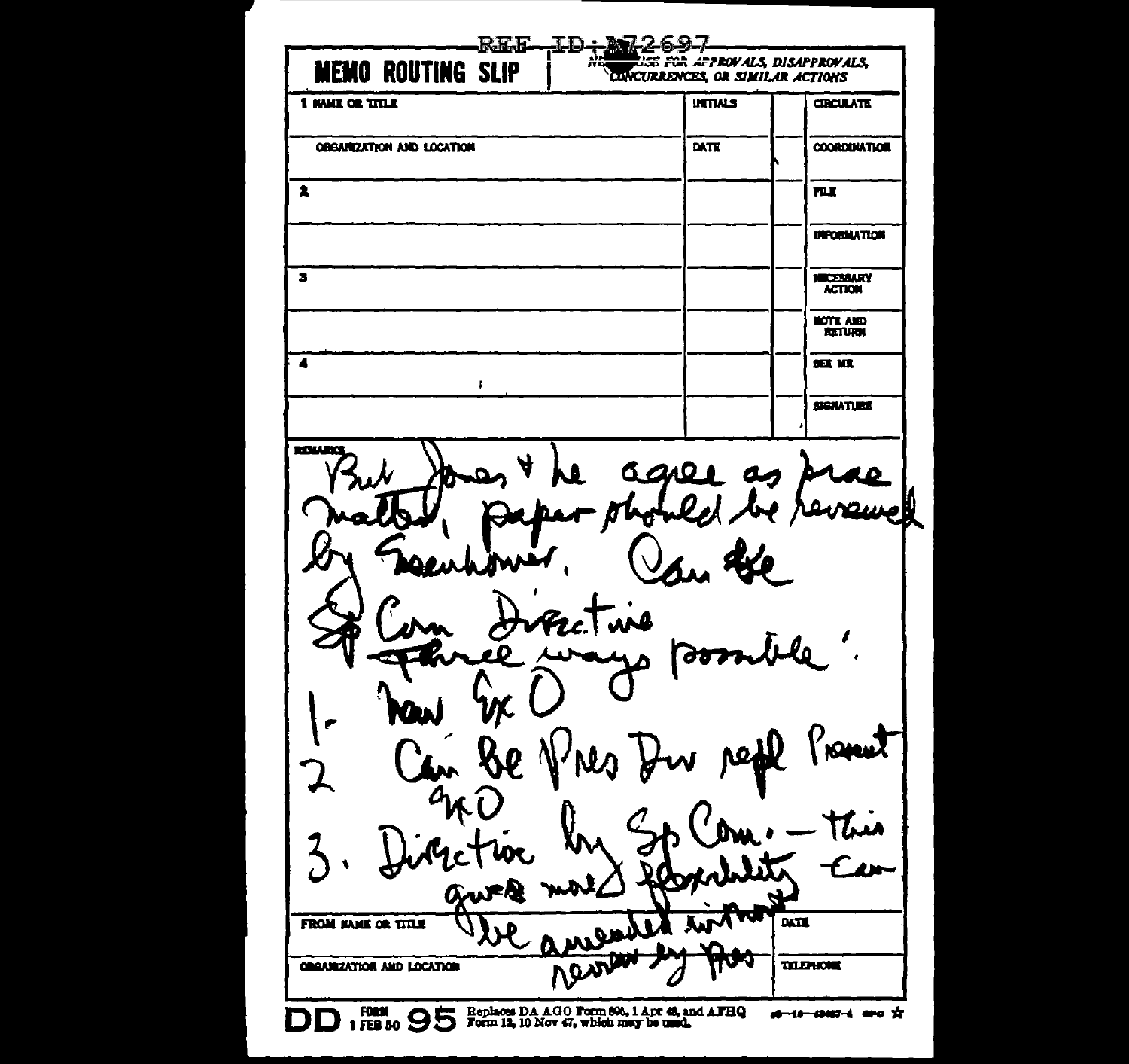REF ID:A72697

**MEMO ROUTING SLIP** — NEVER USE FOR APPROVALS, DISAPPROVALS, CONCURRENCES, OR SIMILAR ACTIONS

| 1 NAME OR TITLE | INITIALS | | CIRCULATE |
|---|---|---|---|
| ORGANIZATION AND LOCATION | DATE | | COORDINATION |
| 2 | | | FILE |
| | | | INFORMATION |
| 3 | | | NECESSARY ACTION |
| | | | NOTE AND RETURN |
| 4 | | | SEE ME |
| | | | SIGNATURE |

REMARKS

But Jones & he agree as prac matter, paper should be reviewed by Eisenhower. Can be

Sp Com Directive

Three ways possible:

1. New Ex O
2. Can be Pres Dir repl Present ExO
3. Direction by Sp Com. — this gives more flexibility — can be amended without review by Pres

| FROM NAME OR TITLE | DATE |
|---|---|
| ORGANIZATION AND LOCATION | TELEPHONE |

DD FORM 1 FEB 50 95 — Replaces DA AGO Form 895, 1 Apr 48, and AFHQ Form 12, 10 Nov 47, which may be used.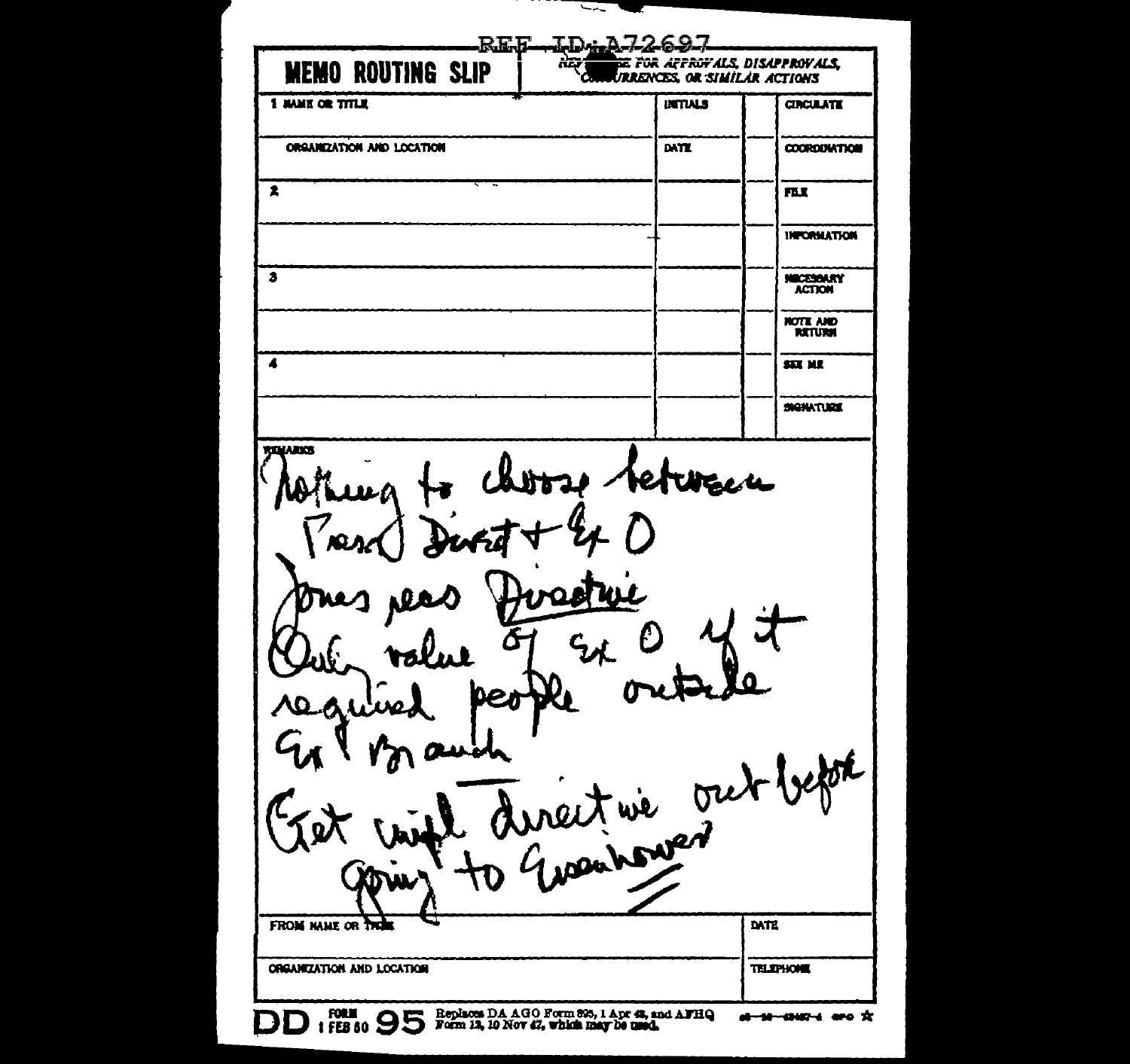REF ID:A72697

# MEMO ROUTING SLIP

NEVER USE FOR APPROVALS, DISAPPROVALS, CONCURRENCES, OR SIMILAR ACTIONS

| 1 NAME OR TITLE | INITIALS | | CIRCULATE |
|---|---|---|---|
| ORGANIZATION AND LOCATION | DATE | | COORDINATION |
| 2 | | | FILE |
| | | | INFORMATION |
| 3 | | | NECESSARY ACTION |
| | | | NOTE AND RETURN |
| 4 | | | SEE ME |
| | | | SIGNATURE |

REMARKS

Nothing to choose between
Pres Direct + Ex O
Jones reas Directive
Only value of Ex O if it
required people outside
Ex Branch
Get rough directive out before
going to Eisenhower

| FROM NAME OR TITLE | DATE |
|---|---|
| ORGANIZATION AND LOCATION | TELEPHONE |

DD FORM 1 FEB 50 95 Replaces DA AGO Form 895, 1 Apr 48, and AFHQ Form 12, 10 Nov 47, which may be used.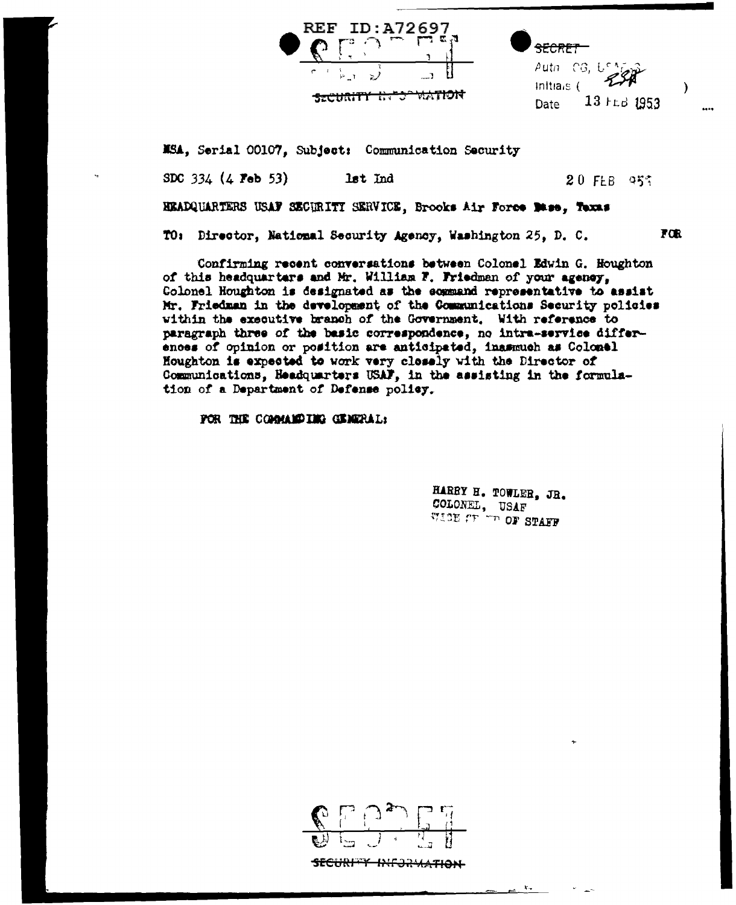REF ID:A72697

SECRET

SECURITY INFORMATION

~~SECRET~~
Auth CG, USAFSS
Initials ( )
Date 13 FEB 1953

NSA, Serial 00107, Subject: Communication Security

SDC 334 (4 Feb 53) 1st Ind 20 FEB 953

HEADQUARTERS USAF SECURITY SERVICE, Brooks Air Force Base, Texas

TO: Director, National Security Agency, Washington 25, D. C. FOR

Confirming recent conversations between Colonel Edwin G. Houghton of this headquarters and Mr. William F. Friedman of your agency, Colonel Houghton is designated as the command representative to assist Mr. Friedman in the development of the Communications Security policies within the executive branch of the Government. With reference to paragraph three of the basic correspondence, no intra-service differences of opinion or position are anticipated, inasmuch as Colonel Houghton is expected to work very closely with the Director of Communications, Headquarters USAF, in the assisting in the formulation of a Department of Defense policy.

FOR THE COMMANDING GENERAL:

HARRY H. TOWLER, JR.
COLONEL, USAF
VICE CHIEF OF STAFF

SECRET

SECURITY INFORMATION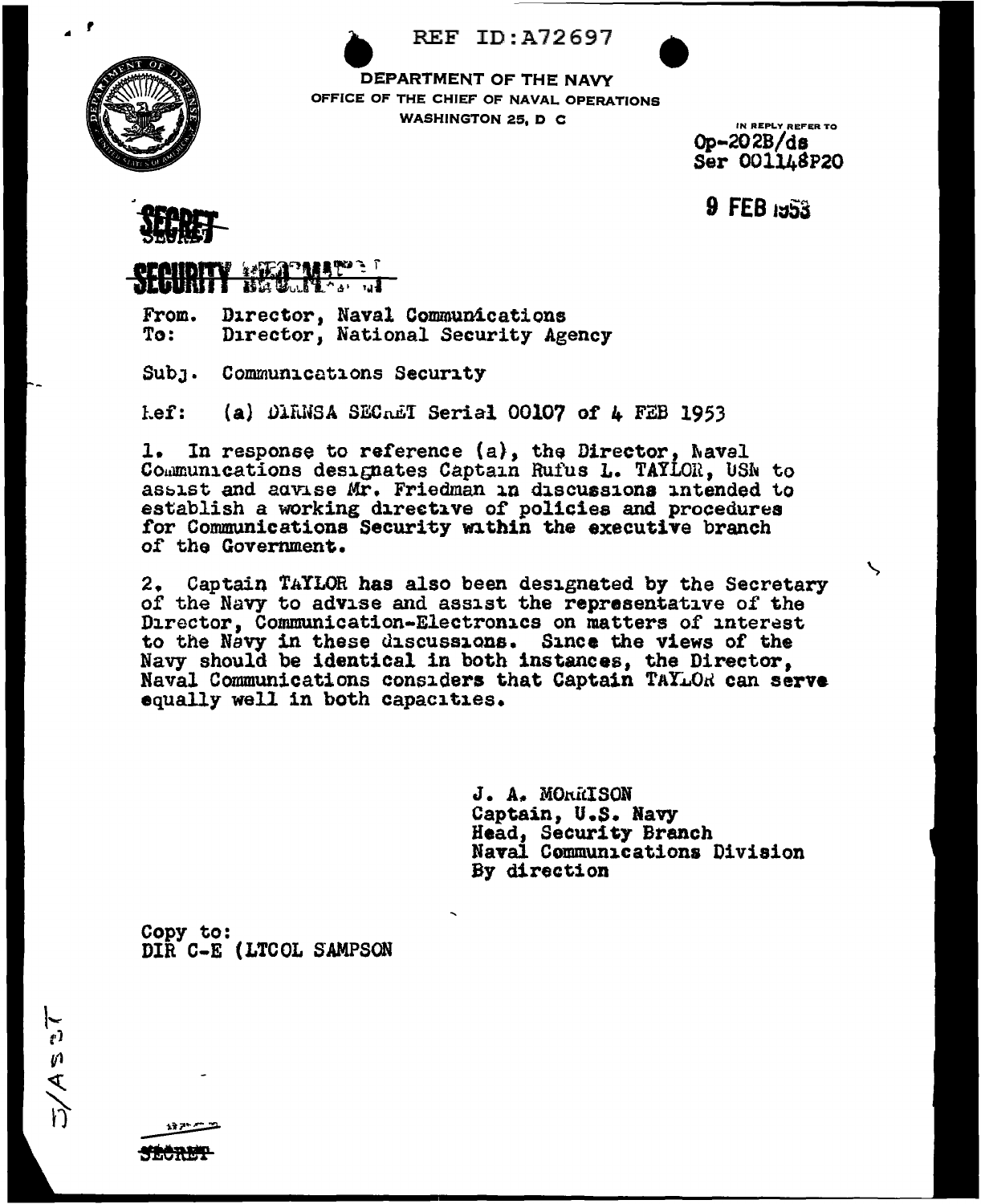REF ID:A72697

DEPARTMENT OF THE NAVY
OFFICE OF THE CHIEF OF NAVAL OPERATIONS
WASHINGTON 25, D C

IN REPLY REFER TO
Op-202B/ds
Ser 001148P20

9 FEB 1953

**SECRET**

**SECURITY INFORMATION**

From. Director, Naval Communications
To: Director, National Security Agency

Subj. Communications Security

Ref: (a) DIRNSA SECRET Serial 00107 of 4 FEB 1953

1. In response to reference (a), the Director, Naval Communications designates Captain Rufus L. TAYLOR, USN to assist and advise Mr. Friedman in discussions intended to establish a working directive of policies and procedures for Communications Security within the executive branch of the Government.

2. Captain TAYLOR has also been designated by the Secretary of the Navy to advise and assist the representative of the Director, Communication-Electronics on matters of interest to the Navy in these discussions. Since the views of the Navy should be identical in both instances, the Director, Naval Communications considers that Captain TAYLOR can serve equally well in both capacities.

J. A. MORRISON
Captain, U.S. Navy
Head, Security Branch
Naval Communications Division
By direction

Copy to:
DIR C-E (LTCOL SAMPSON

D/AST

SECRET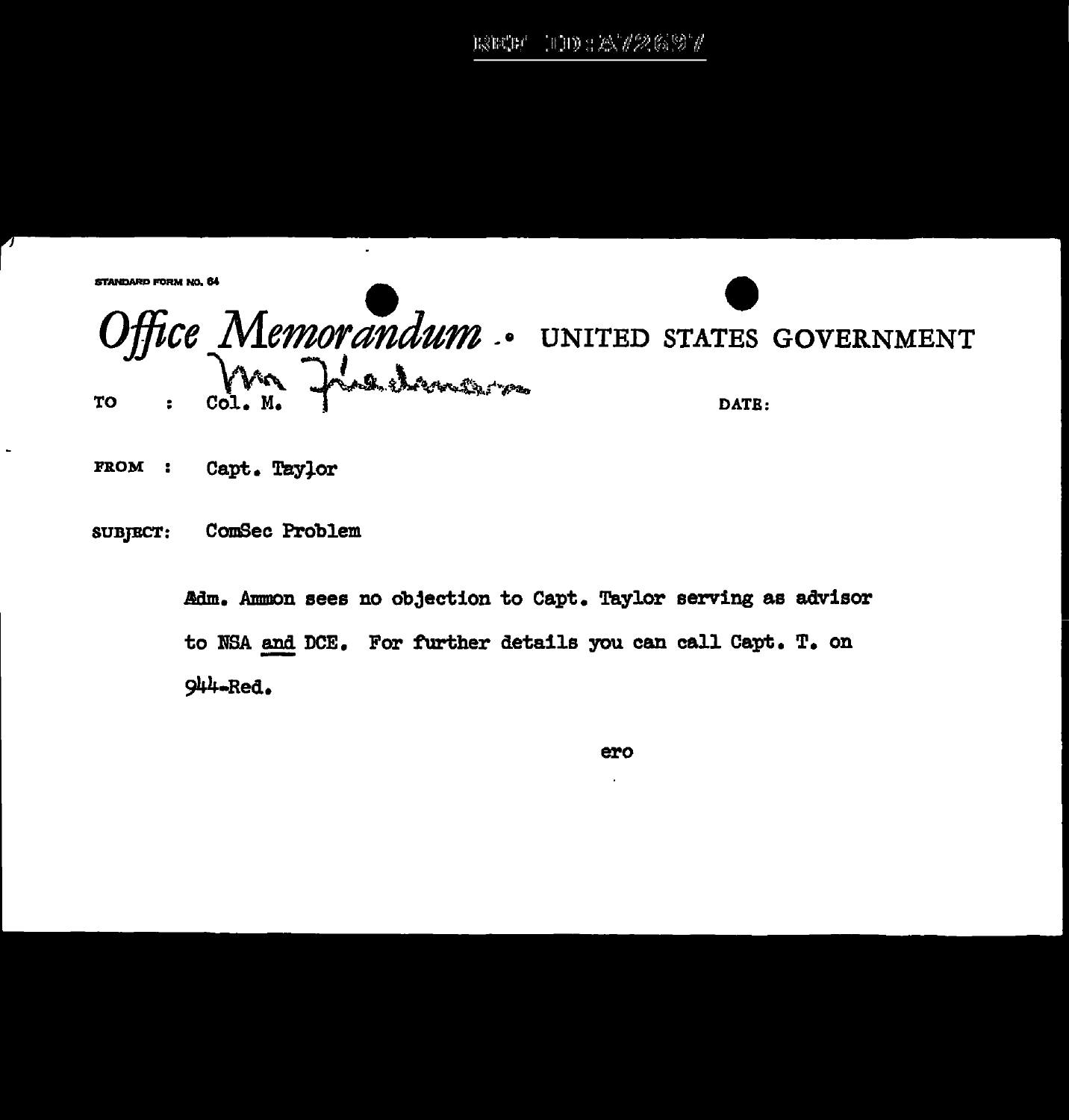REF ID:A72697

STANDARD FORM NO. 64

# *Office Memorandum* • UNITED STATES GOVERNMENT

TO : Col. M. Mr Friedman

DATE:

FROM : Capt. Taylor

SUBJECT: ComSec Problem

Adm. Ammon sees no objection to Capt. Taylor serving as advisor to NSA and DCE. For further details you can call Capt. T. on 944-Red.

ero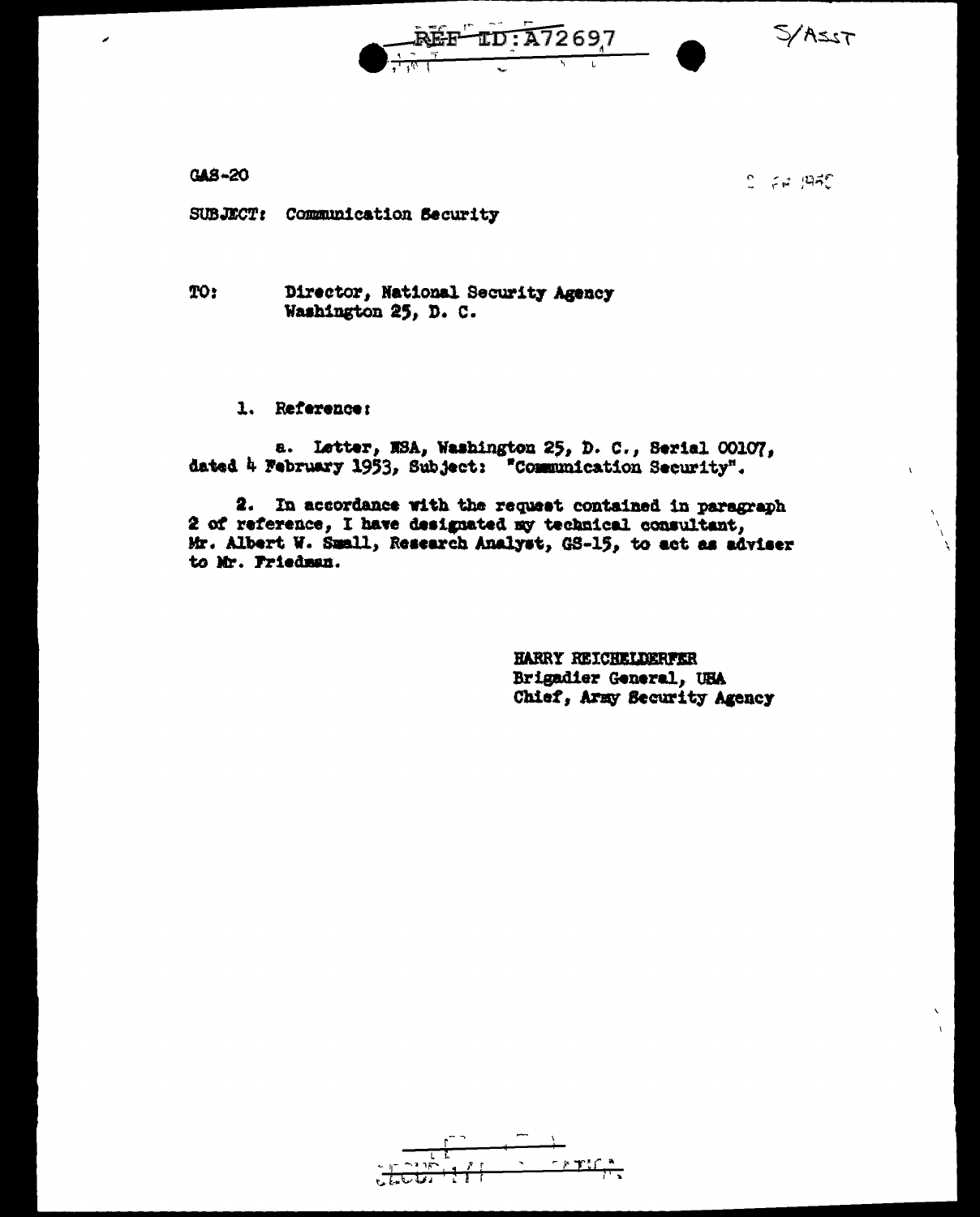S/ASST

GAS-20

SUBJECT: Communication Security

TO: Director, National Security Agency
Washington 25, D. C.

1. Reference:

a. Letter, NSA, Washington 25, D. C., Serial 00107, dated 4 February 1953, Subject: "Communication Security".

2. In accordance with the request contained in paragraph 2 of reference, I have designated my technical consultant, Mr. Albert W. Small, Research Analyst, GS-15, to act as adviser to Mr. Friedman.

HARRY REICHELDERFER
Brigadier General, USA
Chief, Army Security Agency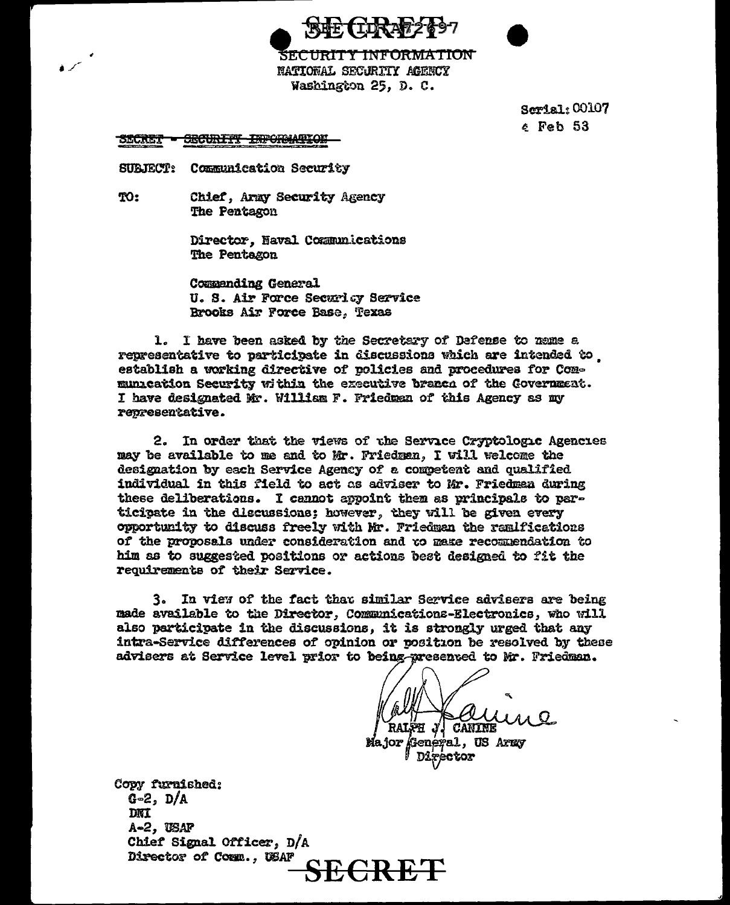**SECRET** REF ID:A72697

SECURITY INFORMATION
NATIONAL SECURITY AGENCY
Washington 25, D. C.

Serial: 00107
4 Feb 53

~~SECRET - SECURITY INFORMATION~~

SUBJECT: Communication Security

TO: Chief, Army Security Agency
The Pentagon

Director, Naval Communications
The Pentagon

Commanding General
U. S. Air Force Security Service
Brooks Air Force Base, Texas

1. I have been asked by the Secretary of Defense to name a representative to participate in discussions which are intended to establish a working directive of policies and procedures for Communication Security within the executive branch of the Government. I have designated Mr. William F. Friedman of this Agency as my representative.

2. In order that the views of the Service Cryptologic Agencies may be available to me and to Mr. Friedman, I will welcome the designation by each Service Agency of a competent and qualified individual in this field to act as adviser to Mr. Friedman during these deliberations. I cannot appoint them as principals to participate in the discussions; however, they will be given every opportunity to discuss freely with Mr. Friedman the ramifications of the proposals under consideration and to make recommendation to him as to suggested positions or actions best designed to fit the requirements of their Service.

3. In view of the fact that similar Service advisers are being made available to the Director, Communications-Electronics, who will also participate in the discussions, it is strongly urged that any intra-Service differences of opinion or position be resolved by these advisers at Service level prior to being presented to Mr. Friedman.

RALPH J. CANINE
Major General, US Army
Director

Copy furnished:
G-2, D/A
DNI
A-2, USAF
Chief Signal Officer, D/A
Director of Comm., USAF

**SECRET**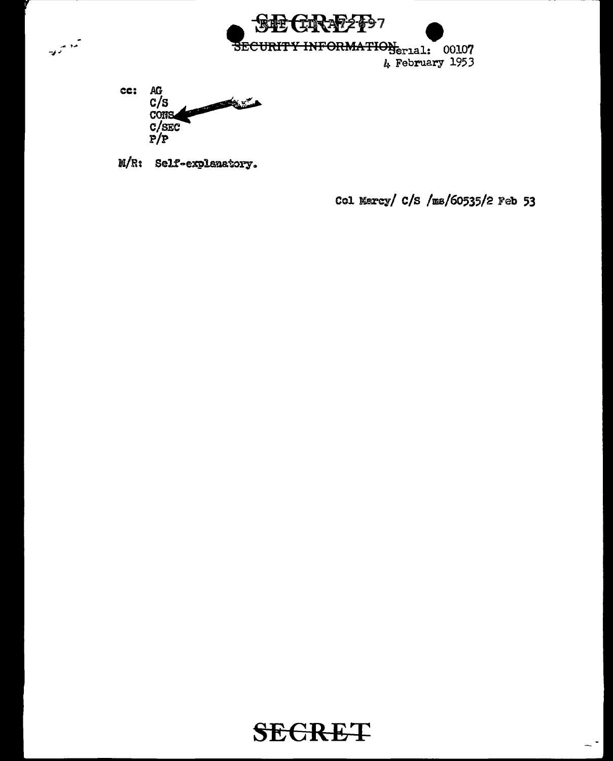**SECRET**

~~SECURITY INFORMATION~~ Serial: 00107
4 February 1953

cc: AG
C/S
CONS
C/SEC
P/P

M/R: Self-explanatory.

Col Marcy/ C/S /ms/60535/2 Feb 53

**SECRET**